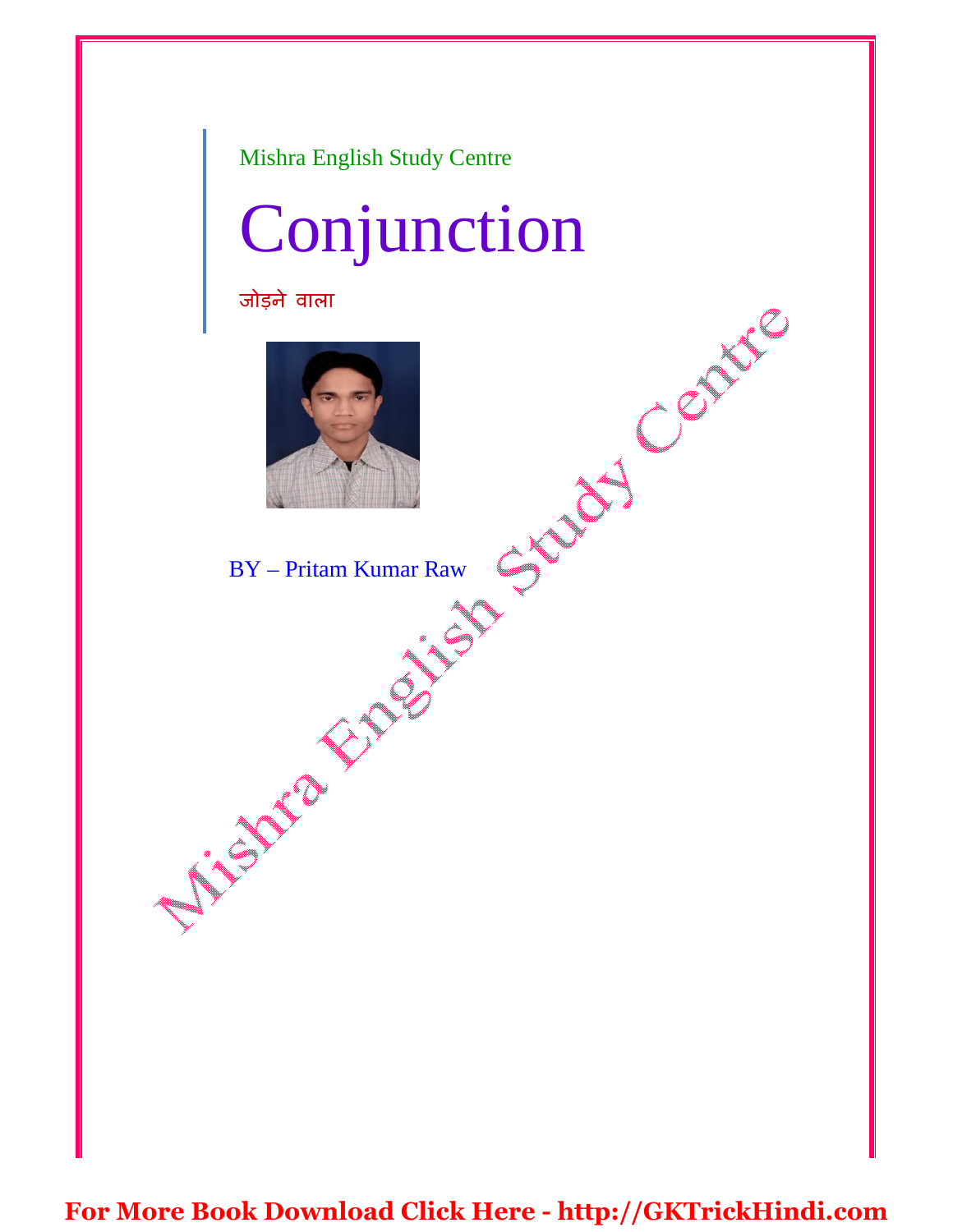Mishra English Study Centre

# Conjunction

जोड़ने वाला

BY – Pritam Kumar Raw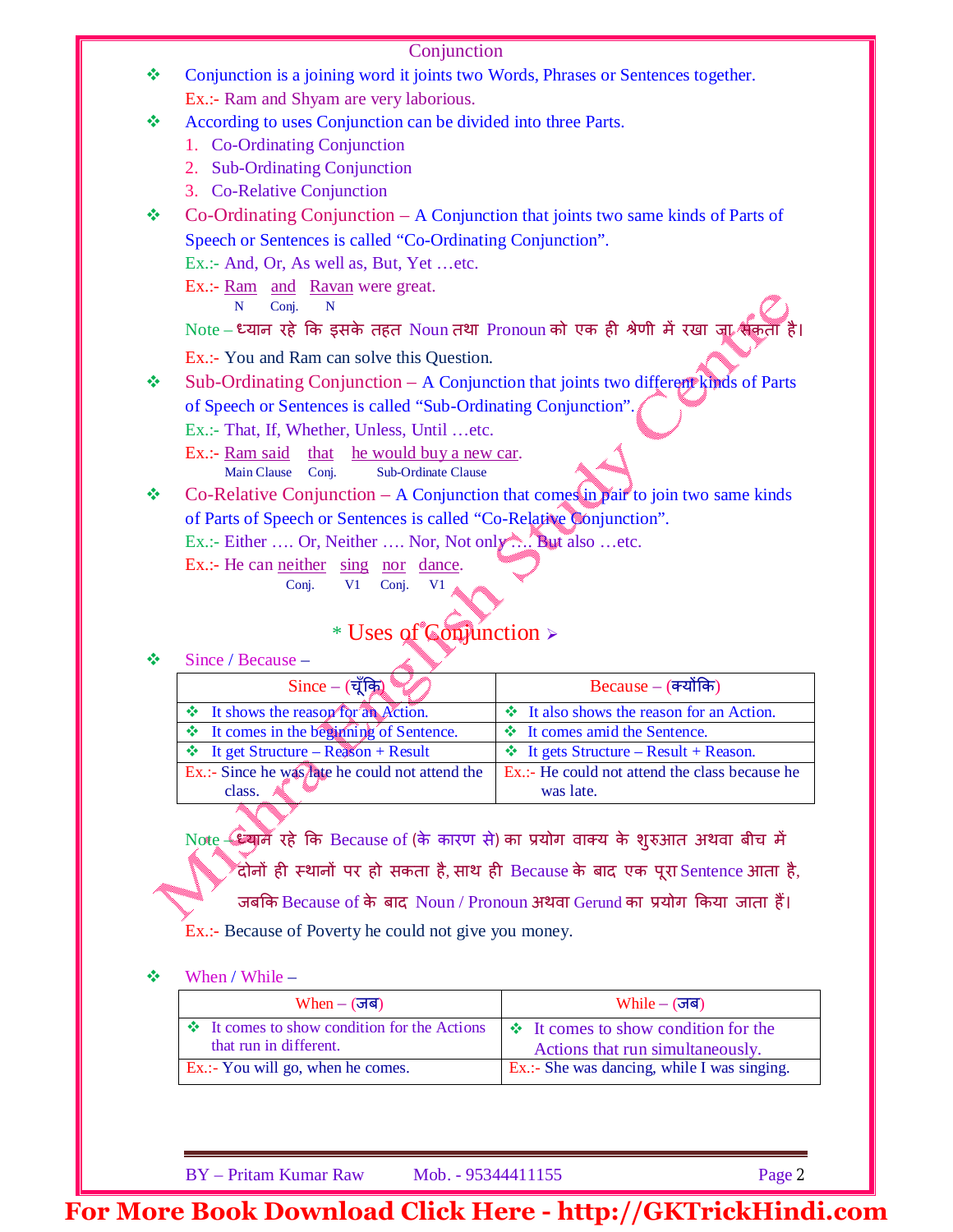# Conjunction

- Conjunction is a joining word it joints two Words, Phrases or Sentences together.
  Ex.:- Ram and Shyam are very laborious.
- According to uses Conjunction can be divided into three Parts.
  1. Co-Ordinating Conjunction
  2. Sub-Ordinating Conjunction
  3. Co-Relative Conjunction
- Co-Ordinating Conjunction – A Conjunction that joints two same kinds of Parts of Speech or Sentences is called "Co-Ordinating Conjunction".
  Ex.:- And, Or, As well as, But, Yet …etc.
  Ex.:- Ram (N) and (Conj.) Ravan (N) were great.
  Note – ध्यान रहे कि इसके तहत Noun तथा Pronoun को एक ही श्रेणी में रखा जा सकता है।
  Ex.:- You and Ram can solve this Question.
- Sub-Ordinating Conjunction – A Conjunction that joints two different kinds of Parts of Speech or Sentences is called "Sub-Ordinating Conjunction".
  Ex.:- That, If, Whether, Unless, Until …etc.
  Ex.:- Ram said (Main Clause) that (Conj.) he would buy a new car (Sub-Ordinate Clause).
- Co-Relative Conjunction – A Conjunction that comes in pair to join two same kinds of Parts of Speech or Sentences is called "Co-Relative Conjunction".
  Ex.:- Either …. Or, Neither …. Nor, Not only …. But also …etc.
  Ex.:- He can neither (Conj.) sing (V1) nor (Conj.) dance (V1).

## * Uses of Conjunction

- Since / Because –

| Since – (चूँकि) | Because – (क्योंकि) |
|---|---|
| ❖ It shows the reason for an Action. | ❖ It also shows the reason for an Action. |
| ❖ It comes in the beginning of Sentence. | ❖ It comes amid the Sentence. |
| ❖ It get Structure – Reason + Result | ❖ It gets Structure – Result + Reason. |
| Ex.:- Since he was late he could not attend the class. | Ex.:- He could not attend the class because he was late. |

Note – ध्यान रहे कि Because of (के कारण से) का प्रयोग वाक्य के शुरुआत अथवा बीच में दोनों ही स्थानों पर हो सकता है, साथ ही Because के बाद एक पूरा Sentence आता है, जबकि Because of के बाद Noun / Pronoun अथवा Gerund का प्रयोग किया जाता हैं।

Ex.:- Because of Poverty he could not give you money.

- When / While –

| When – (जब) | While – (जब) |
|---|---|
| ❖ It comes to show condition for the Actions that run in different. | ❖ It comes to show condition for the Actions that run simultaneously. |
| Ex.:- You will go, when he comes. | Ex.:- She was dancing, while I was singing. |

BY – Pritam Kumar Raw   Mob. - 95344411155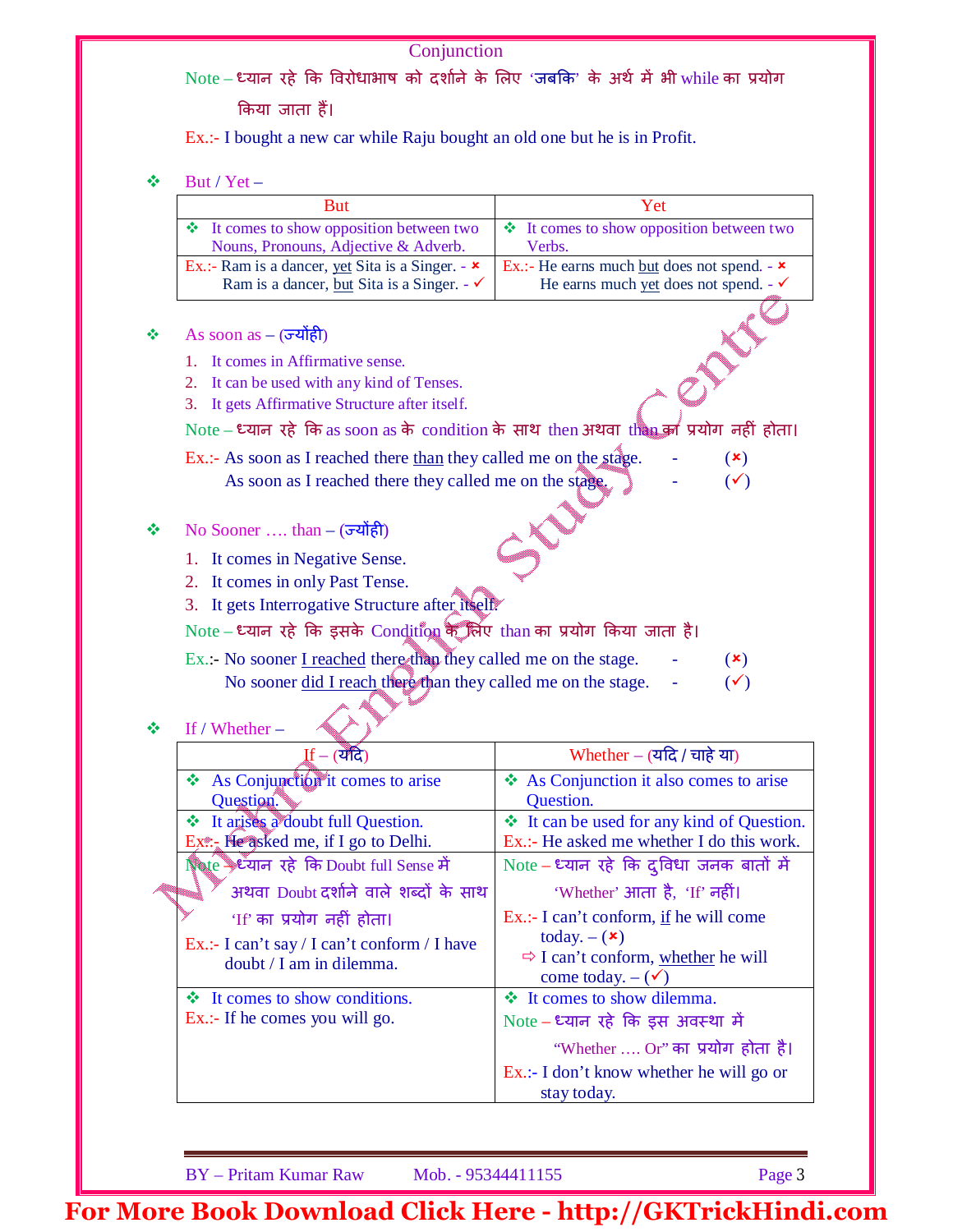## Conjunction

Note – ध्यान रहे कि विरोधाभाष को दर्शाने के लिए 'जबकि' के अर्थ में भी while का प्रयोग किया जाता हैं।

Ex.:- I bought a new car while Raju bought an old one but he is in Profit.

❖ But / Yet –

| But | Yet |
|---|---|
| ❖ It comes to show opposition between two Nouns, Pronouns, Adjective & Adverb. | ❖ It comes to show opposition between two Verbs. |
| Ex.:- Ram is a dancer, yet Sita is a Singer. - ✗<br>Ram is a dancer, but Sita is a Singer. - ✓ | Ex.:- He earns much but does not spend. - ✗<br>He earns much yet does not spend. - ✓ |

❖ As soon as – (ज्योंही)

1. It comes in Affirmative sense.
2. It can be used with any kind of Tenses.
3. It gets Affirmative Structure after itself.

Note – ध्यान रहे कि as soon as के condition के साथ then अथवा than का प्रयोग नहीं होता।

Ex.:- As soon as I reached there than they called me on the stage. - (✗)
As soon as I reached there they called me on the stage. - (✓)

❖ No Sooner …. than – (ज्योंही)

1. It comes in Negative Sense.
2. It comes in only Past Tense.
3. It gets Interrogative Structure after itself.

Note – ध्यान रहे कि इसके Condition के लिए than का प्रयोग किया जाता है।

Ex.:- No sooner I reached there than they called me on the stage. - (✗)
No sooner did I reach there than they called me on the stage. - (✓)

❖ If / Whether –

| If – (यदि) | Whether – (यदि / चाहे या) |
|---|---|
| ❖ As Conjunction it comes to arise Question. | ❖ As Conjunction it also comes to arise Question. |
| ❖ It arises a doubt full Question.<br>Ex.:- He asked me, if I go to Delhi. | ❖ It can be used for any kind of Question.<br>Ex.:- He asked me whether I do this work. |
| Note – ध्यान रहे कि Doubt full Sense में अथवा Doubt दर्शाने वाले शब्दों के साथ 'If' का प्रयोग नहीं होता।<br>Ex.:- I can't say / I can't conform / I have doubt / I am in dilemma. | Note – ध्यान रहे कि दुविधा जनक बातों में 'Whether' आता है, 'If' नहीं।<br>Ex.:- I can't conform, if he will come today. – (✗)<br>⇨ I can't conform, whether he will come today. – (✓) |
| ❖ It comes to show conditions.<br>Ex.:- If he comes you will go. | ❖ It comes to show dilemma.<br>Note – ध्यान रहे कि इस अवस्था में "Whether …. Or" का प्रयोग होता है।<br>Ex.:- I don't know whether he will go or stay today. |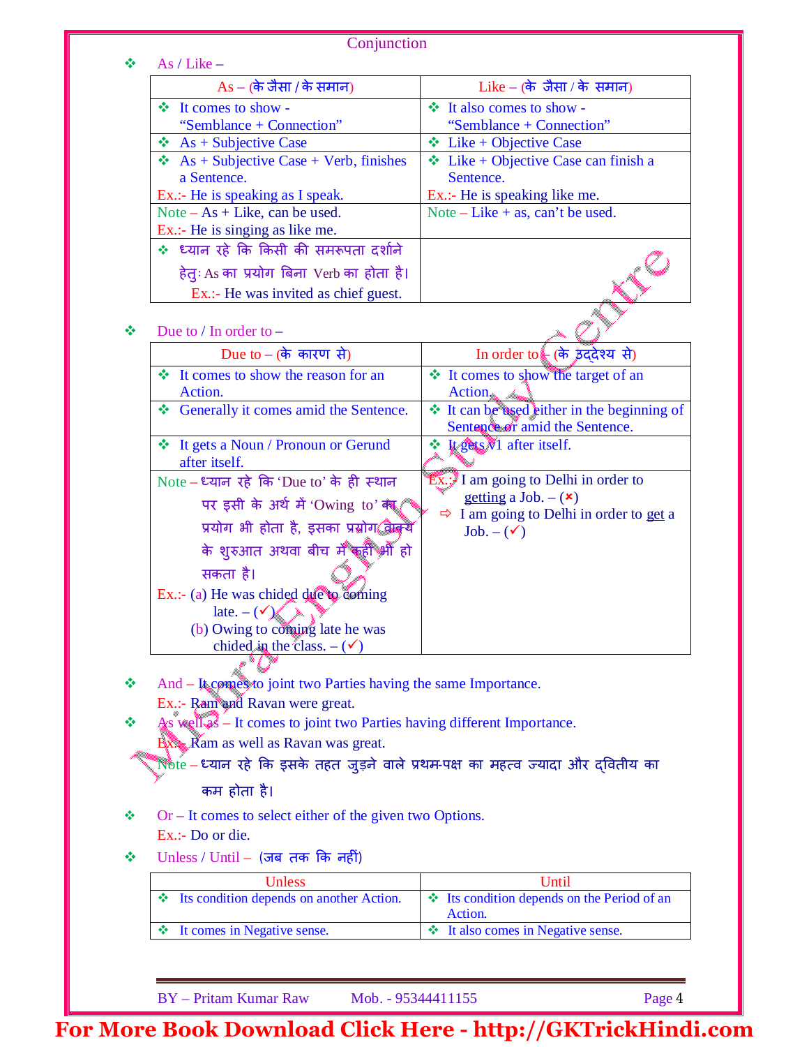## Conjunction

❖ As / Like –

| As – (के जैसा / के समान) | Like – (के जैसा / के समान) |
|---|---|
| ❖ It comes to show - "Semblance + Connection" | ❖ It also comes to show - "Semblance + Connection" |
| ❖ As + Subjective Case | ❖ Like + Objective Case |
| ❖ As + Subjective Case + Verb, finishes a Sentence.<br>Ex.:- He is speaking as I speak. | ❖ Like + Objective Case can finish a Sentence.<br>Ex.:- He is speaking like me. |
| Note – As + Like, can be used.<br>Ex.:- He is singing as like me. | Note – Like + as, can't be used. |
| ❖ ध्यान रहे कि किसी की समरूपता दर्शाने हेतुः As का प्रयोग बिना Verb का होता है।<br>Ex.:- He was invited as chief guest. | |

❖ Due to / In order to –

| Due to – (के कारण से) | In order to – (के उद्देश्य से) |
|---|---|
| ❖ It comes to show the reason for an Action. | ❖ It comes to show the target of an Action. |
| ❖ Generally it comes amid the Sentence. | ❖ It can be used either in the beginning of Sentence or amid the Sentence. |
| ❖ It gets a Noun / Pronoun or Gerund after itself. | ❖ It gets V1 after itself. |
| Note – ध्यान रहे कि 'Due to' के ही स्थान पर इसी के अर्थ में 'Owing to' का प्रयोग भी होता है, इसका प्रयोग वाक्य के शुरुआत अथवा बीच में कहीं भी हो सकता है।<br>Ex.:- (a) He was chided due to coming late. – (✓)<br>(b) Owing to coming late he was chided in the class. – (✓) | Ex.:- I am going to Delhi in order to getting a Job. – (×)<br>⇨ I am going to Delhi in order to get a Job. – (✓) |

❖ And – It comes to joint two Parties having the same Importance.
Ex.:- Ram and Ravan were great.

❖ As well as – It comes to joint two Parties having different Importance.
Ex.:- Ram as well as Ravan was great.
Note – ध्यान रहे कि इसके तहत जुड़ने वाले प्रथम-पक्ष का महत्व ज्यादा और द्वितीय का कम होता है।

❖ Or – It comes to select either of the given two Options.
Ex.:- Do or die.

❖ Unless / Until – (जब तक कि नहीं)

| Unless | Until |
|---|---|
| ❖ Its condition depends on another Action. | ❖ Its condition depends on the Period of an Action. |
| ❖ It comes in Negative sense. | ❖ It also comes in Negative sense. |

BY – Pritam Kumar Raw Mob. - 95344411155

For More Book Download Click Here - http://GKTrickHindi.com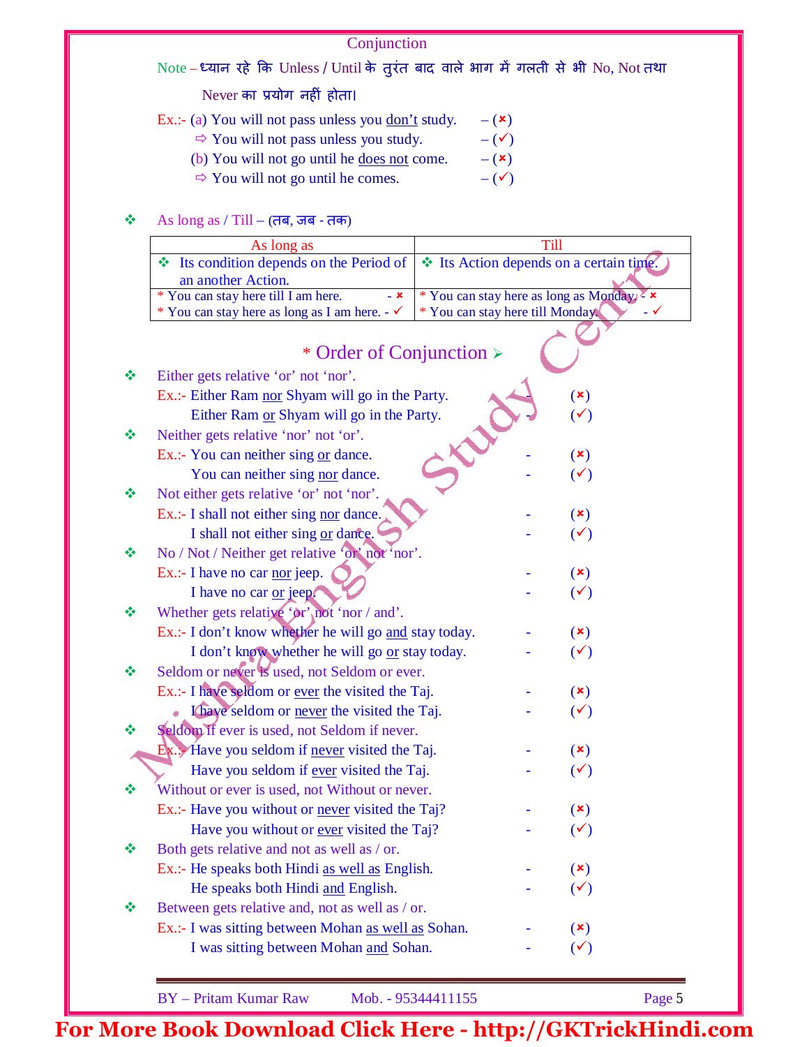Conjunction

Note – ध्यान रहे कि Unless / Until के तुरंत बाद वाले भाग में गलती से भी No, Not तथा Never का प्रयोग नहीं होता।

Ex.:- (a) You will not pass unless you <u>don't</u> study. – (✗)
⇨ You will not pass unless you study. – (✓)
(b) You will not go until he <u>does not</u> come. – (✗)
⇨ You will not go until he comes. – (✓)

❖ As long as / Till – (तब, जब - तक)

| As long as | Till |
|---|---|
| ❖ Its condition depends on the Period of an another Action. | ❖ Its Action depends on a certain time. |
| * You can stay here till I am here. - ✗<br>* You can stay here as long as I am here. - ✓ | * You can stay here as long as Monday. - ✗<br>* You can stay here till Monday. - ✓ |

## * Order of Conjunction ➢

❖ Either gets relative 'or' not 'nor'.
Ex.:- Either Ram <u>nor</u> Shyam will go in the Party. - (✗)
Either Ram <u>or</u> Shyam will go in the Party. - (✓)

❖ Neither gets relative 'nor' not 'or'.
Ex.:- You can neither sing <u>or</u> dance. - (✗)
You can neither sing <u>nor</u> dance. - (✓)

❖ Not either gets relative 'or' not 'nor'.
Ex.:- I shall not either sing <u>nor</u> dance. - (✗)
I shall not either sing <u>or</u> dance. - (✓)

❖ No / Not / Neither get relative 'or' not 'nor'.
Ex.:- I have no car <u>nor</u> jeep. - (✗)
I have no car <u>or</u> jeep. - (✓)

❖ Whether gets relative 'or' not 'nor / and'.
Ex.:- I don't know whether he will go <u>and</u> stay today. - (✗)
I don't know whether he will go <u>or</u> stay today. - (✓)

❖ Seldom or never is used, not Seldom or ever.
Ex.:- I have seldom or <u>ever</u> the visited the Taj. - (✗)
I have seldom or <u>never</u> the visited the Taj. - (✓)

❖ Seldom if ever is used, not Seldom if never.
Ex.:- Have you seldom if <u>never</u> visited the Taj. - (✗)
Have you seldom if <u>ever</u> visited the Taj. - (✓)

❖ Without or ever is used, not Without or never.
Ex.:- Have you without or <u>never</u> visited the Taj? - (✗)
Have you without or <u>ever</u> visited the Taj? - (✓)

❖ Both gets relative and not as well as / or.
Ex.:- He speaks both Hindi <u>as well as</u> English. - (✗)
He speaks both Hindi <u>and</u> English. - (✓)

❖ Between gets relative and, not as well as / or.
Ex.:- I was sitting between Mohan <u>as well as</u> Sohan. - (✗)
I was sitting between Mohan <u>and</u> Sohan. - (✓)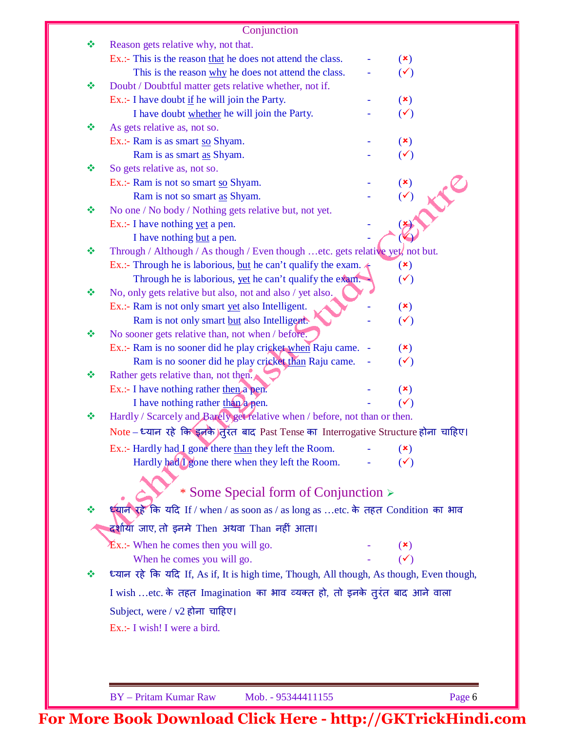## Conjunction

- Reason gets relative why, not that.
  - Ex.:- This is the reason <u>that</u> he does not attend the class. - (×)
  - This is the reason <u>why</u> he does not attend the class. - (✓)
- Doubt / Doubtful matter gets relative whether, not if.
  - Ex.:- I have doubt <u>if</u> he will join the Party. - (×)
  - I have doubt <u>whether</u> he will join the Party. - (✓)
- As gets relative as, not so.
  - Ex.:- Ram is as smart <u>so</u> Shyam. - (×)
  - Ram is as smart <u>as</u> Shyam. - (✓)
- So gets relative as, not so.
  - Ex.:- Ram is not so smart <u>so</u> Shyam. - (×)
  - Ram is not so smart <u>as</u> Shyam. - (✓)
- No one / No body / Nothing gets relative but, not yet.
  - Ex.:- I have nothing <u>yet</u> a pen. - (×)
  - I have nothing <u>but</u> a pen. - (✓)
- Through / Although / As though / Even though …etc. gets relative yet, not but.
  - Ex.:- Through he is laborious, <u>but</u> he can't qualify the exam. - (×)
  - Through he is laborious, <u>yet</u> he can't qualify the exam. - (✓)
- No, only gets relative but also, not and also / yet also.
  - Ex.:- Ram is not only smart <u>yet</u> also Intelligent. - (×)
  - Ram is not only smart <u>but</u> also Intelligent. - (✓)
- No sooner gets relative than, not when / before.
  - Ex.:- Ram is no sooner did he play cricket <u>when</u> Raju came. - (×)
  - Ram is no sooner did he play cricket <u>than</u> Raju came. - (✓)
- Rather gets relative than, not then.
  - Ex.:- I have nothing rather <u>then</u> a pen. - (×)
  - I have nothing rather <u>than</u> a pen. - (✓)
- Hardly / Scarcely and Barely get relative when / before, not than or then.

  Note – ध्यान रहे कि इनके तुरंत बाद Past Tense का Interrogative Structure होना चाहिए।
  - Ex.:- Hardly had I gone there <u>than</u> they left the Room. - (×)
  - Hardly had I gone there when they left the Room. - (✓)

## * Some Special form of Conjunction ➢

- ध्यान रहे कि यदि If / when / as soon as / as long as …etc. के तहत Condition का भाव दर्शाया जाए, तो इनमे Then अथवा Than नहीं आता।
  - Ex.:- When he comes then you will go. - (×)
  - When he comes you will go. - (✓)
- ध्यान रहे कि यदि If, As if, It is high time, Though, All though, As though, Even though, I wish …etc. के तहत Imagination का भाव व्यक्त हो, तो इनके तुरंत बाद आने वाला Subject, were / v2 होना चाहिए।
  - Ex.:- I wish! I were a bird.

BY – Pritam Kumar Raw Mob. - 95344411155

For More Book Download Click Here - http://GKTrickHindi.com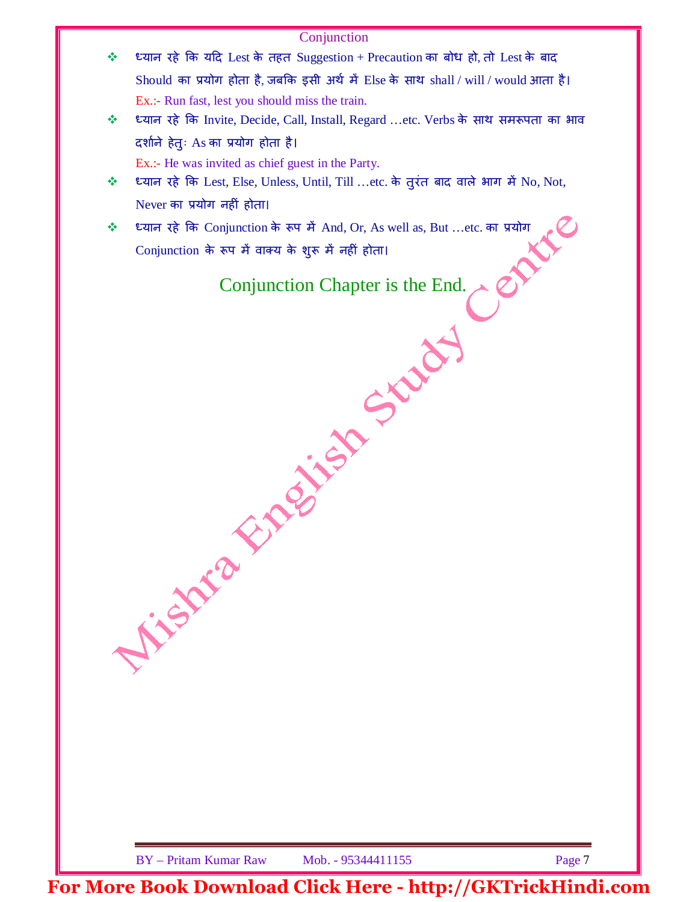- ध्यान रहे कि यदि Lest के तहत Suggestion + Precaution का बोध हो, तो Lest के बाद Should का प्रयोग होता है, जबकि इसी अर्थ में Else के साथ shall / will / would आता है।

  Ex.:- Run fast, lest you should miss the train.

- ध्यान रहे कि Invite, Decide, Call, Install, Regard …etc. Verbs के साथ समरूपता का भाव दर्शाने हेतुः As का प्रयोग होता है।

  Ex.:- He was invited as chief guest in the Party.

- ध्यान रहे कि Lest, Else, Unless, Until, Till …etc. के तुरंत बाद वाले भाग में No, Not, Never का प्रयोग नहीं होता।

- ध्यान रहे कि Conjunction के रूप में And, Or, As well as, But …etc. का प्रयोग Conjunction के रूप में वाक्य के शुरू में नहीं होता।

Conjunction Chapter is the End.